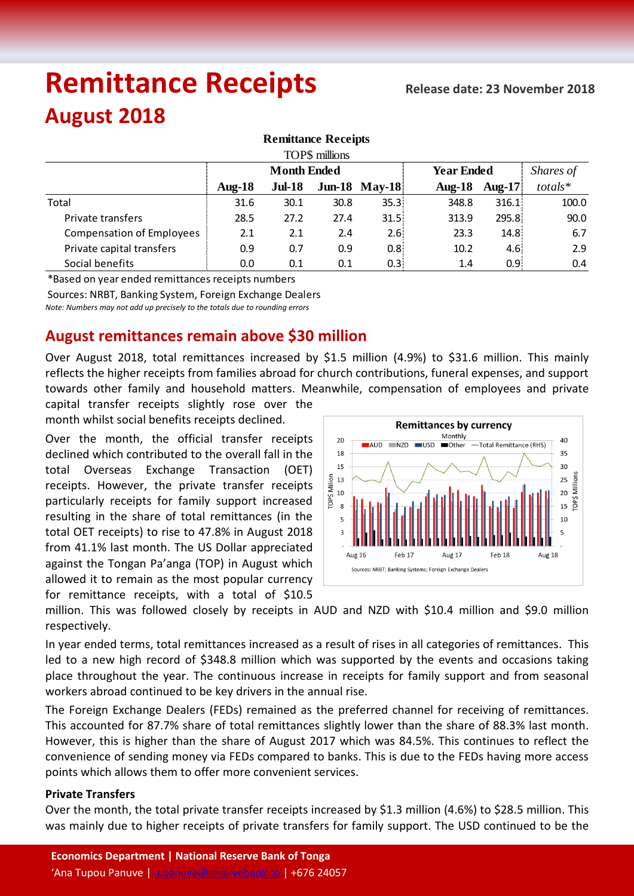# Remittance Receipts

**Release date: 23 November 2018**

## August 2018

**Remittance Receipts**

TOP$ millions

| | Month Ended | | | | Year Ended | | *Shares of* |
|---|---|---|---|---|---|---|---|
| | **Aug-18** | **Jul-18** | **Jun-18** | **May-18** | **Aug-18** | **Aug-17** | *totals** |
| Total | 31.6 | 30.1 | 30.8 | 35.3 | 348.8 | 316.1 | 100.0 |
| Private transfers | 28.5 | 27.2 | 27.4 | 31.5 | 313.9 | 295.8 | 90.0 |
| Compensation of Employees | 2.1 | 2.1 | 2.4 | 2.6 | 23.3 | 14.8 | 6.7 |
| Private capital transfers | 0.9 | 0.7 | 0.9 | 0.8 | 10.2 | 4.6 | 2.9 |
| Social benefits | 0.0 | 0.1 | 0.1 | 0.3 | 1.4 | 0.9 | 0.4 |

*Based on year ended remittances receipts numbers

Sources: NRBT, Banking System, Foreign Exchange Dealers

*Note: Numbers may not add up precisely to the totals due to rounding errors*

## August remittances remain above $30 million

Over August 2018, total remittances increased by $1.5 million (4.9%) to $31.6 million. This mainly reflects the higher receipts from families abroad for church contributions, funeral expenses, and support towards other family and household matters. Meanwhile, compensation of employees and private capital transfer receipts slightly rose over the month whilst social benefits receipts declined.

Over the month, the official transfer receipts declined which contributed to the overall fall in the total Overseas Exchange Transaction (OET) receipts. However, the private transfer receipts particularly receipts for family support increased resulting in the share of total remittances (in the total OET receipts) to rise to 47.8% in August 2018 from 41.1% last month. The US Dollar appreciated against the Tongan Pa'anga (TOP) in August which allowed it to remain as the most popular currency for remittance receipts, with a total of $10.5 million. This was followed closely by receipts in AUD and NZD with $10.4 million and $9.0 million respectively.

In year ended terms, total remittances increased as a result of rises in all categories of remittances. This led to a new high record of $348.8 million which was supported by the events and occasions taking place throughout the year. The continuous increase in receipts for family support and from seasonal workers abroad continued to be key drivers in the annual rise.

The Foreign Exchange Dealers (FEDs) remained as the preferred channel for receiving of remittances. This accounted for 87.7% share of total remittances slightly lower than the share of 88.3% last month. However, this is higher than the share of August 2017 which was 84.5%. This continues to reflect the convenience of sending money via FEDs compared to banks. This is due to the FEDs having more access points which allows them to offer more convenient services.

### Private Transfers

Over the month, the total private transfer receipts increased by $1.3 million (4.6%) to $28.5 million. This was mainly due to higher receipts of private transfers for family support. The USD continued to be the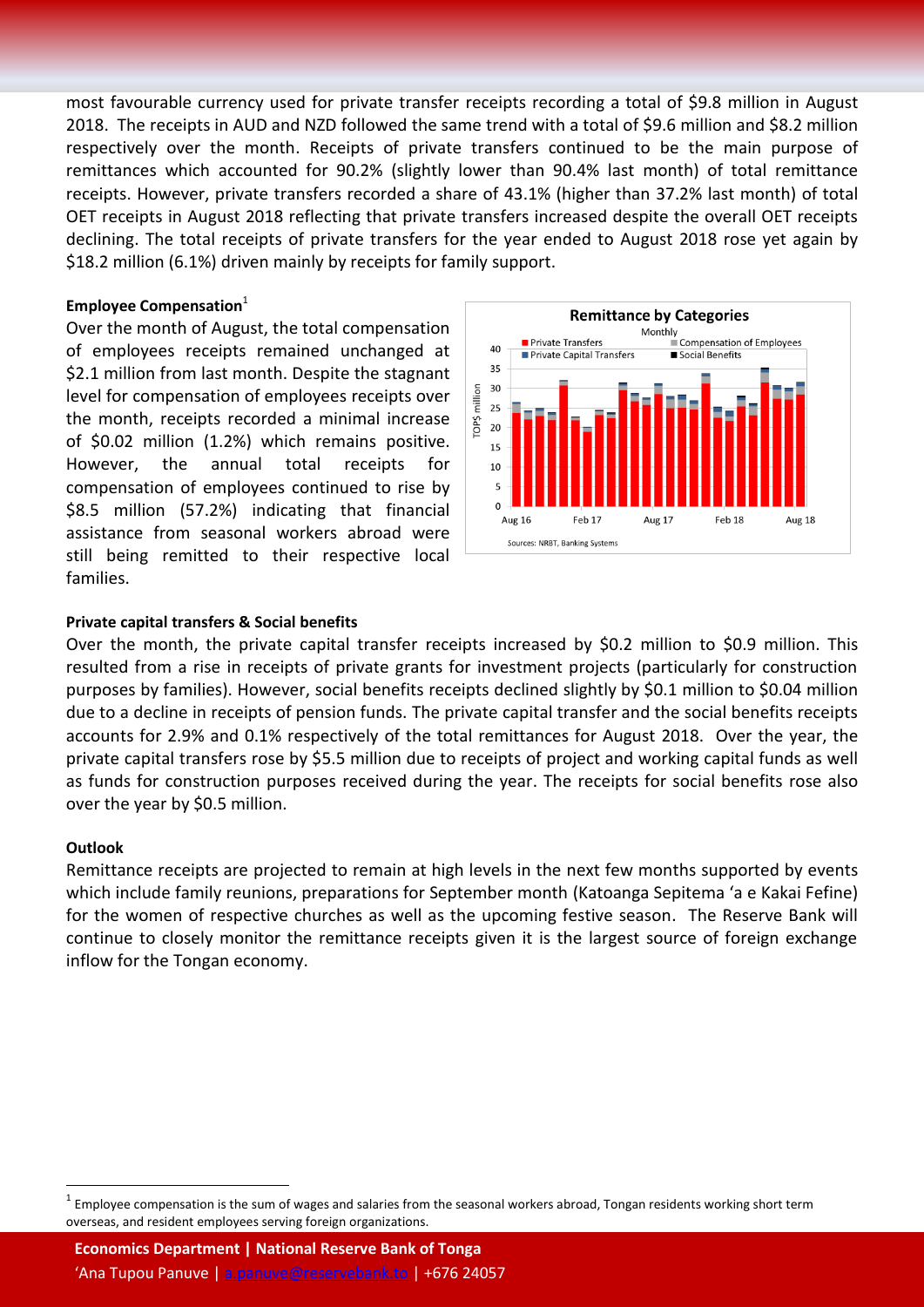most favourable currency used for private transfer receipts recording a total of $9.8 million in August 2018. The receipts in AUD and NZD followed the same trend with a total of $9.6 million and $8.2 million respectively over the month. Receipts of private transfers continued to be the main purpose of remittances which accounted for 90.2% (slightly lower than 90.4% last month) of total remittance receipts. However, private transfers recorded a share of 43.1% (higher than 37.2% last month) of total OET receipts in August 2018 reflecting that private transfers increased despite the overall OET receipts declining. The total receipts of private transfers for the year ended to August 2018 rose yet again by $18.2 million (6.1%) driven mainly by receipts for family support.

**Employee Compensation**[1]

Over the month of August, the total compensation of employees receipts remained unchanged at $2.1 million from last month. Despite the stagnant level for compensation of employees receipts over the month, receipts recorded a minimal increase of $0.02 million (1.2%) which remains positive. However, the annual total receipts for compensation of employees continued to rise by $8.5 million (57.2%) indicating that financial assistance from seasonal workers abroad were still being remitted to their respective local families.

**Private capital transfers & Social benefits**

Over the month, the private capital transfer receipts increased by $0.2 million to $0.9 million. This resulted from a rise in receipts of private grants for investment projects (particularly for construction purposes by families). However, social benefits receipts declined slightly by $0.1 million to $0.04 million due to a decline in receipts of pension funds. The private capital transfer and the social benefits receipts accounts for 2.9% and 0.1% respectively of the total remittances for August 2018. Over the year, the private capital transfers rose by $5.5 million due to receipts of project and working capital funds as well as funds for construction purposes received during the year. The receipts for social benefits rose also over the year by $0.5 million.

**Outlook**

Remittance receipts are projected to remain at high levels in the next few months supported by events which include family reunions, preparations for September month (Katoanga Sepitema 'a e Kakai Fefine) for the women of respective churches as well as the upcoming festive season. The Reserve Bank will continue to closely monitor the remittance receipts given it is the largest source of foreign exchange inflow for the Tongan economy.

[1] Employee compensation is the sum of wages and salaries from the seasonal workers abroad, Tongan residents working short term overseas, and resident employees serving foreign organizations.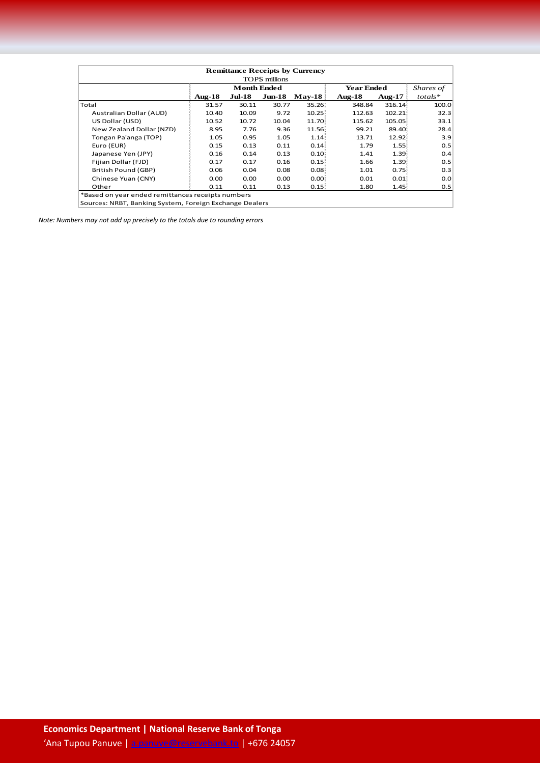| Remittance Receipts by Currency | | | | | | | |
|---|---|---|---|---|---|---|---|
| TOP$ millions | | | | | | | |
| | Month Ended | | | | Year Ended | | *Shares of* |
| | Aug-18 | Jul-18 | Jun-18 | May-18 | Aug-18 | Aug-17 | *totals** |
| Total | 31.57 | 30.11 | 30.77 | 35.26 | 348.84 | 316.14 | 100.0 |
| Australian Dollar (AUD) | 10.40 | 10.09 | 9.72 | 10.25 | 112.63 | 102.21 | 32.3 |
| US Dollar (USD) | 10.52 | 10.72 | 10.04 | 11.70 | 115.62 | 105.05 | 33.1 |
| New Zealand Dollar (NZD) | 8.95 | 7.76 | 9.36 | 11.56 | 99.21 | 89.40 | 28.4 |
| Tongan Pa'anga (TOP) | 1.05 | 0.95 | 1.05 | 1.14 | 13.71 | 12.92 | 3.9 |
| Euro (EUR) | 0.15 | 0.13 | 0.11 | 0.14 | 1.79 | 1.55 | 0.5 |
| Japanese Yen (JPY) | 0.16 | 0.14 | 0.13 | 0.10 | 1.41 | 1.39 | 0.4 |
| Fijian Dollar (FJD) | 0.17 | 0.17 | 0.16 | 0.15 | 1.66 | 1.39 | 0.5 |
| British Pound (GBP) | 0.06 | 0.04 | 0.08 | 0.08 | 1.01 | 0.75 | 0.3 |
| Chinese Yuan (CNY) | 0.00 | 0.00 | 0.00 | 0.00 | 0.01 | 0.01 | 0.0 |
| Other | 0.11 | 0.11 | 0.13 | 0.15 | 1.80 | 1.45 | 0.5 |

*Based on year ended remittances receipts numbers

Sources: NRBT, Banking System, Foreign Exchange Dealers

*Note: Numbers may not add up precisely to the totals due to rounding errors*

**Economics Department | National Reserve Bank of Tonga**

'Ana Tupou Panuve | a.panuve@reservebank.to | +676 24057